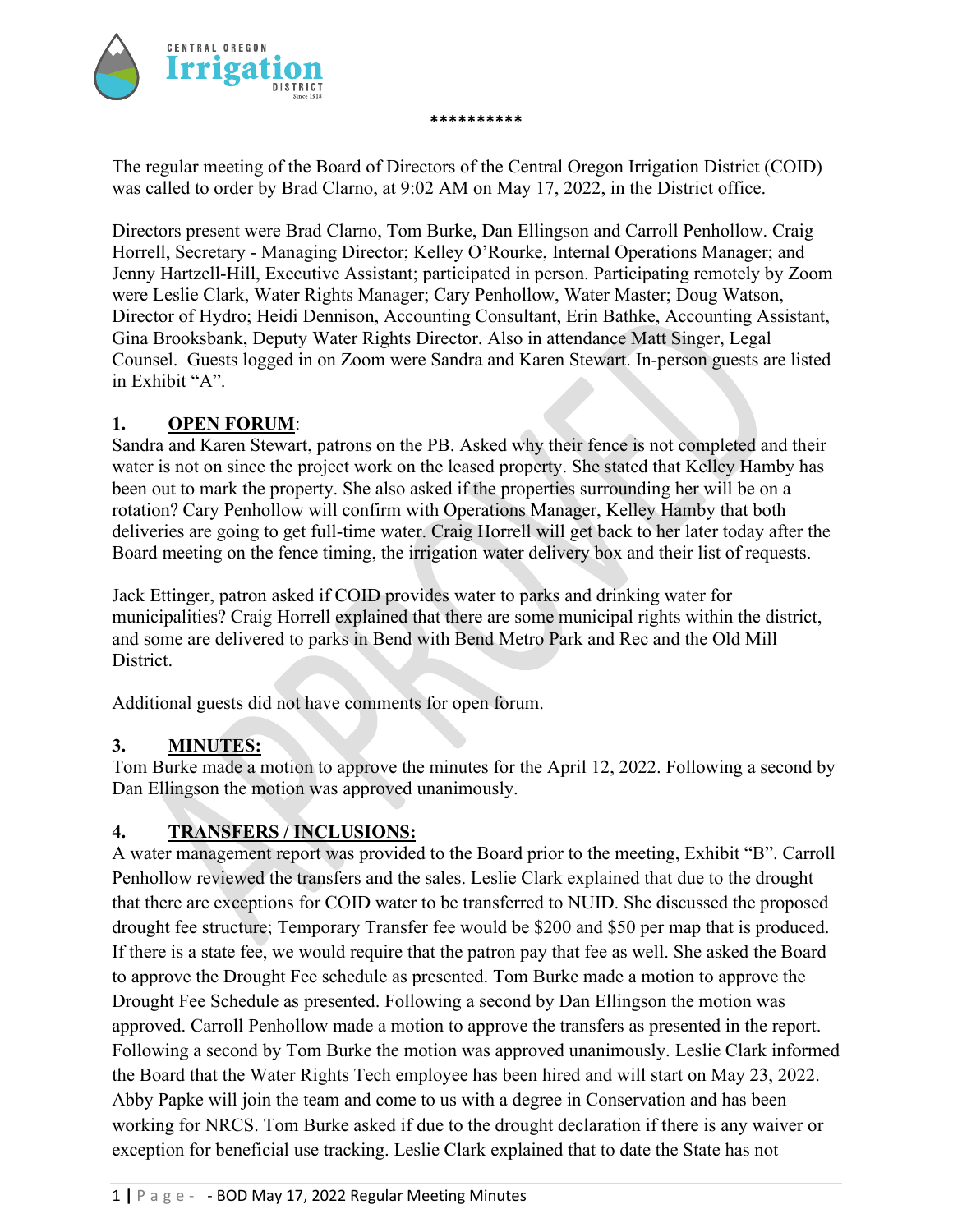\*\*\*\*\*\*\*\*\*\*

The regular meeting of the Board of Directors of the Central Oregon Irrigation District (COID) was called to order by Brad Clarno, at 9:02 AM on May 17, 2022, in the District office.

Directors present were Brad Clarno, Tom Burke, Dan Ellingson and Carroll Penhollow. Craig Horrell, Secretary - Managing Director; Kelley O'Rourke, Internal Operations Manager; and Jenny Hartzell-Hill, Executive Assistant; participated in person. Participating remotely by Zoom were Leslie Clark, Water Rights Manager; Cary Penhollow, Water Master; Doug Watson, Director of Hydro; Heidi Dennison, Accounting Consultant, Erin Bathke, Accounting Assistant, Gina Brooksbank, Deputy Water Rights Director. Also in attendance Matt Singer, Legal Counsel. Guests logged in on Zoom were Sandra and Karen Stewart. In-person guests are listed in Exhibit "A".

**1. <u>OPEN FORUM</u>:**
Sandra and Karen Stewart, patrons on the PB. Asked why their fence is not completed and their water is not on since the project work on the leased property. She stated that Kelley Hamby has been out to mark the property. She also asked if the properties surrounding her will be on a rotation? Cary Penhollow will confirm with Operations Manager, Kelley Hamby that both deliveries are going to get full-time water. Craig Horrell will get back to her later today after the Board meeting on the fence timing, the irrigation water delivery box and their list of requests.

Jack Ettinger, patron asked if COID provides water to parks and drinking water for municipalities? Craig Horrell explained that there are some municipal rights within the district, and some are delivered to parks in Bend with Bend Metro Park and Rec and the Old Mill District.

Additional guests did not have comments for open forum.

**3. <u>MINUTES:</u>**
Tom Burke made a motion to approve the minutes for the April 12, 2022. Following a second by Dan Ellingson the motion was approved unanimously.

**4. <u>TRANSFERS / INCLUSIONS:</u>**
A water management report was provided to the Board prior to the meeting, Exhibit "B". Carroll Penhollow reviewed the transfers and the sales. Leslie Clark explained that due to the drought that there are exceptions for COID water to be transferred to NUID. She discussed the proposed drought fee structure; Temporary Transfer fee would be $200 and $50 per map that is produced. If there is a state fee, we would require that the patron pay that fee as well. She asked the Board to approve the Drought Fee schedule as presented. Tom Burke made a motion to approve the Drought Fee Schedule as presented. Following a second by Dan Ellingson the motion was approved. Carroll Penhollow made a motion to approve the transfers as presented in the report. Following a second by Tom Burke the motion was approved unanimously. Leslie Clark informed the Board that the Water Rights Tech employee has been hired and will start on May 23, 2022. Abby Papke will join the team and come to us with a degree in Conservation and has been working for NRCS. Tom Burke asked if due to the drought declaration if there is any waiver or exception for beneficial use tracking. Leslie Clark explained that to date the State has not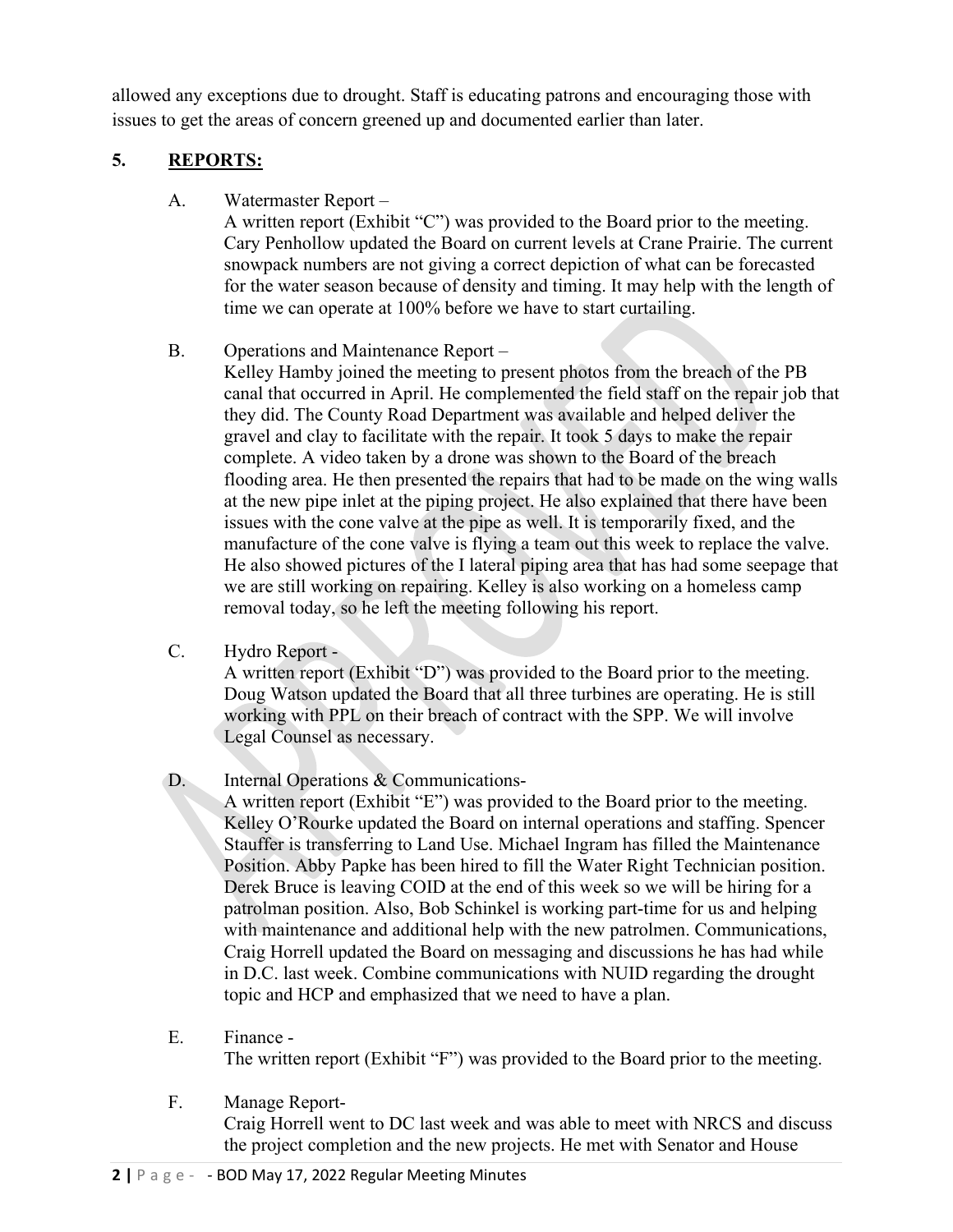allowed any exceptions due to drought. Staff is educating patrons and encouraging those with issues to get the areas of concern greened up and documented earlier than later.

## 5. REPORTS:

A. Watermaster Report –

A written report (Exhibit "C") was provided to the Board prior to the meeting. Cary Penhollow updated the Board on current levels at Crane Prairie. The current snowpack numbers are not giving a correct depiction of what can be forecasted for the water season because of density and timing. It may help with the length of time we can operate at 100% before we have to start curtailing.

B. Operations and Maintenance Report –

Kelley Hamby joined the meeting to present photos from the breach of the PB canal that occurred in April. He complemented the field staff on the repair job that they did. The County Road Department was available and helped deliver the gravel and clay to facilitate with the repair. It took 5 days to make the repair complete. A video taken by a drone was shown to the Board of the breach flooding area. He then presented the repairs that had to be made on the wing walls at the new pipe inlet at the piping project. He also explained that there have been issues with the cone valve at the pipe as well. It is temporarily fixed, and the manufacture of the cone valve is flying a team out this week to replace the valve. He also showed pictures of the I lateral piping area that has had some seepage that we are still working on repairing. Kelley is also working on a homeless camp removal today, so he left the meeting following his report.

C. Hydro Report -

A written report (Exhibit "D") was provided to the Board prior to the meeting. Doug Watson updated the Board that all three turbines are operating. He is still working with PPL on their breach of contract with the SPP. We will involve Legal Counsel as necessary.

D. Internal Operations & Communications-

A written report (Exhibit "E") was provided to the Board prior to the meeting. Kelley O'Rourke updated the Board on internal operations and staffing. Spencer Stauffer is transferring to Land Use. Michael Ingram has filled the Maintenance Position. Abby Papke has been hired to fill the Water Right Technician position. Derek Bruce is leaving COID at the end of this week so we will be hiring for a patrolman position. Also, Bob Schinkel is working part-time for us and helping with maintenance and additional help with the new patrolmen. Communications, Craig Horrell updated the Board on messaging and discussions he has had while in D.C. last week. Combine communications with NUID regarding the drought topic and HCP and emphasized that we need to have a plan.

E. Finance -

The written report (Exhibit "F") was provided to the Board prior to the meeting.

F. Manage Report-

Craig Horrell went to DC last week and was able to meet with NRCS and discuss the project completion and the new projects. He met with Senator and House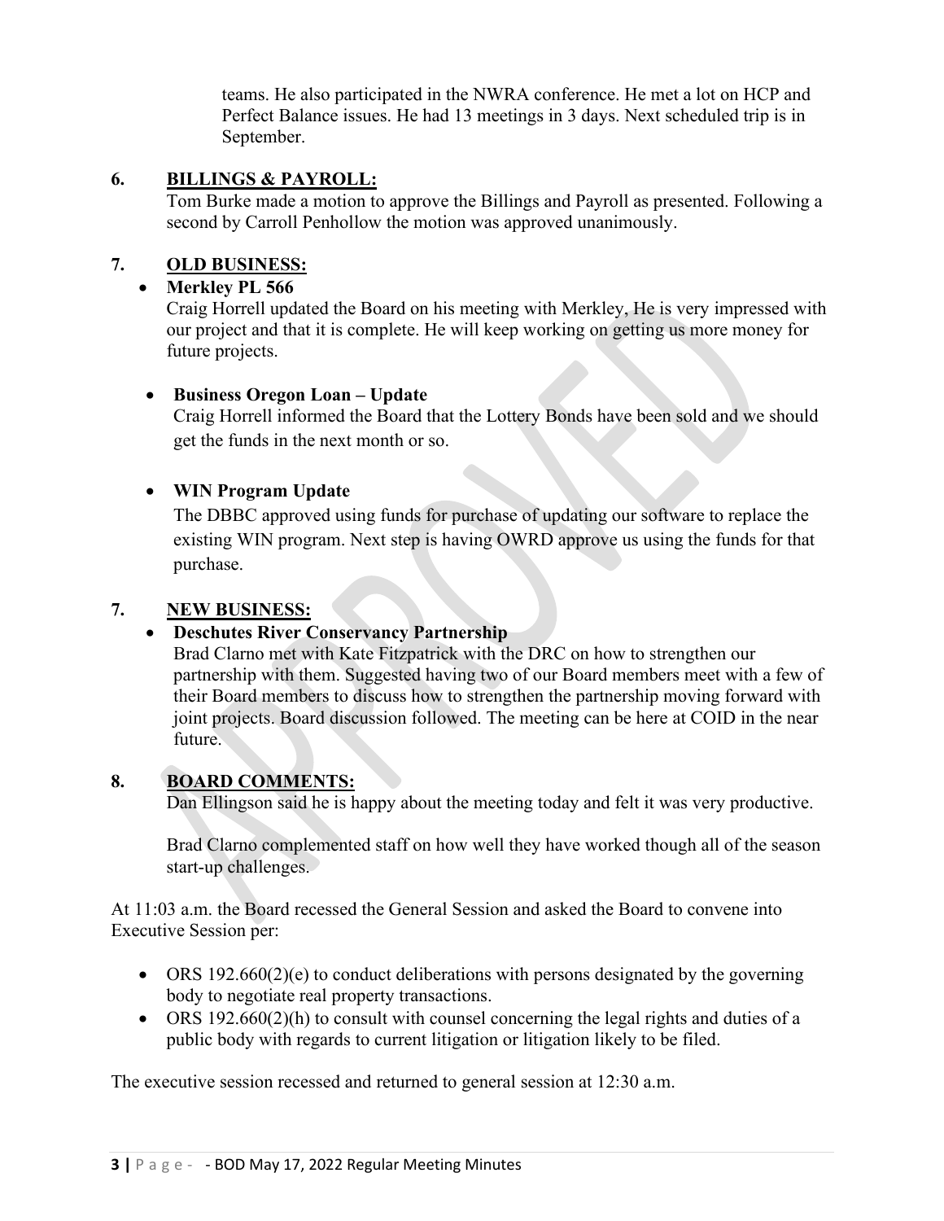teams. He also participated in the NWRA conference. He met a lot on HCP and Perfect Balance issues. He had 13 meetings in 3 days. Next scheduled trip is in September.

## 6. BILLINGS & PAYROLL:

Tom Burke made a motion to approve the Billings and Payroll as presented. Following a second by Carroll Penhollow the motion was approved unanimously.

## 7. OLD BUSINESS:

- **Merkley PL 566**
  Craig Horrell updated the Board on his meeting with Merkley, He is very impressed with our project and that it is complete. He will keep working on getting us more money for future projects.

- **Business Oregon Loan – Update**
  Craig Horrell informed the Board that the Lottery Bonds have been sold and we should get the funds in the next month or so.

- **WIN Program Update**
  The DBBC approved using funds for purchase of updating our software to replace the existing WIN program. Next step is having OWRD approve us using the funds for that purchase.

## 7. NEW BUSINESS:

- **Deschutes River Conservancy Partnership**
  Brad Clarno met with Kate Fitzpatrick with the DRC on how to strengthen our partnership with them. Suggested having two of our Board members meet with a few of their Board members to discuss how to strengthen the partnership moving forward with joint projects. Board discussion followed. The meeting can be here at COID in the near future.

## 8. BOARD COMMENTS:

Dan Ellingson said he is happy about the meeting today and felt it was very productive.

Brad Clarno complemented staff on how well they have worked though all of the season start-up challenges.

At 11:03 a.m. the Board recessed the General Session and asked the Board to convene into Executive Session per:

- ORS 192.660(2)(e) to conduct deliberations with persons designated by the governing body to negotiate real property transactions.
- ORS 192.660(2)(h) to consult with counsel concerning the legal rights and duties of a public body with regards to current litigation or litigation likely to be filed.

The executive session recessed and returned to general session at 12:30 a.m.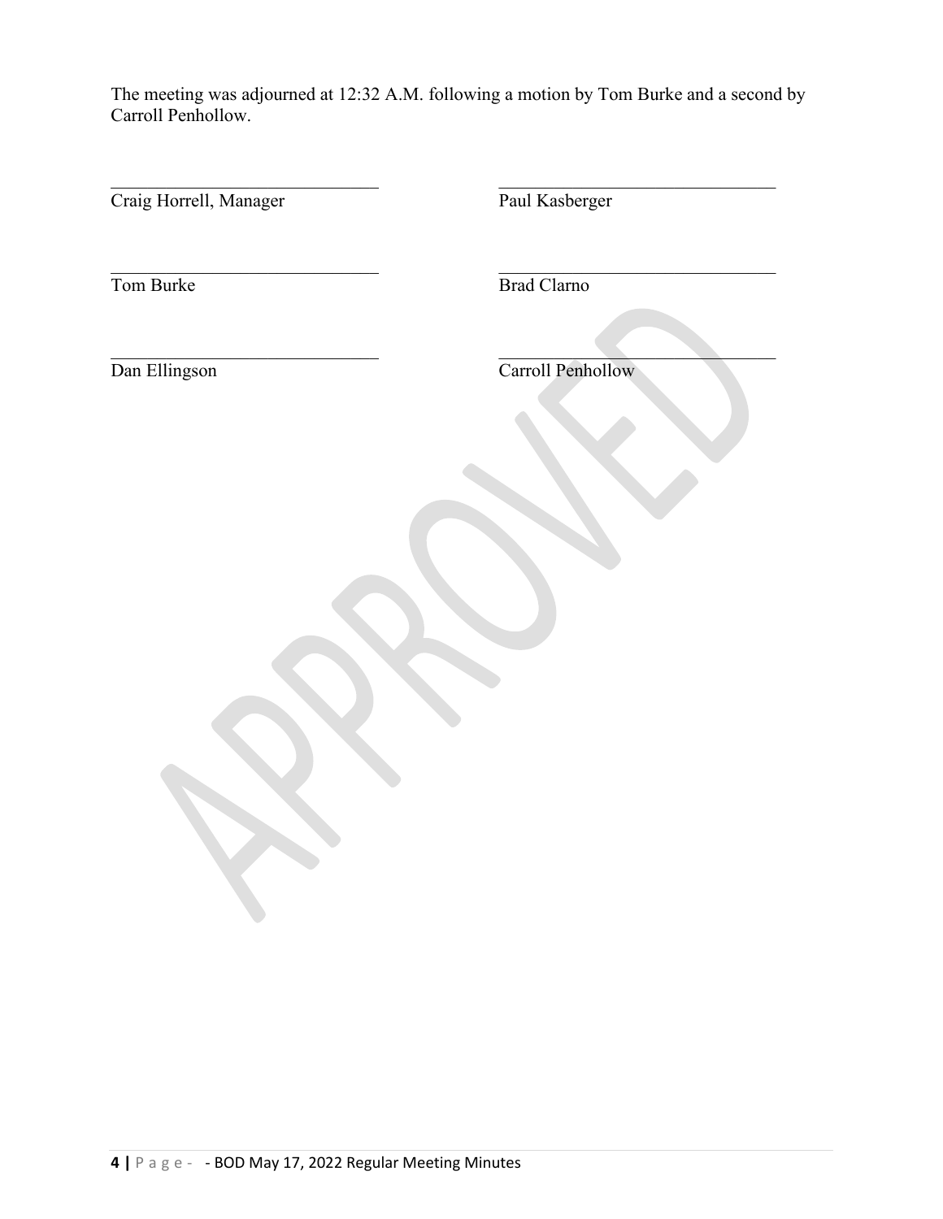The meeting was adjourned at 12:32 A.M. following a motion by Tom Burke and a second by Carroll Penhollow.

| | |
|---|---|
| Craig Horrell, Manager | Paul Kasberger |
| Tom Burke | Brad Clarno |
| Dan Ellingson | Carroll Penhollow |

APPROVED